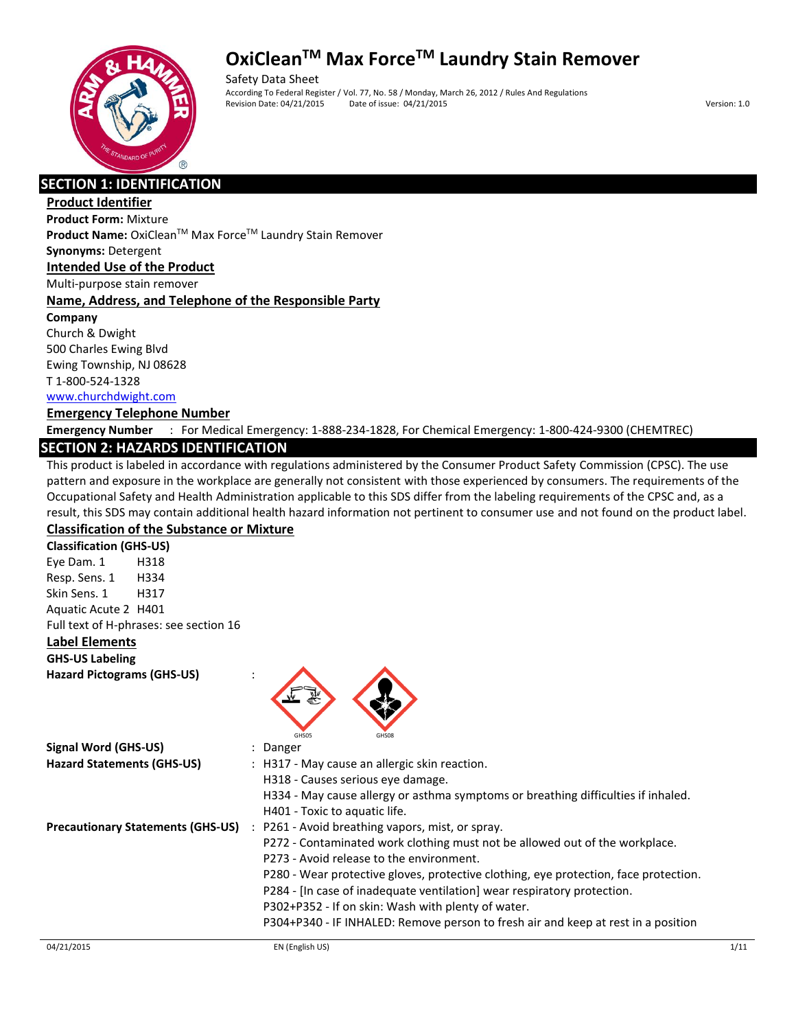# OxiClean™ Max Force™ Laundry Stain Remover

Safety Data Sheet

According To Federal Register / Vol. 77, No. 58 / Monday, March 26, 2012 / Rules And Regulations

Revision Date: 04/21/2015 Date of issue: 04/21/2015 Version: 1.0

## SECTION 1: IDENTIFICATION

### Product Identifier

**Product Form:** Mixture

**Product Name:** OxiClean™ Max Force™ Laundry Stain Remover

**Synonyms:** Detergent

### Intended Use of the Product

Multi-purpose stain remover

### Name, Address, and Telephone of the Responsible Party

**Company**

Church & Dwight
500 Charles Ewing Blvd
Ewing Township, NJ 08628
T 1-800-524-1328
www.churchdwight.com

### Emergency Telephone Number

**Emergency Number** : For Medical Emergency: 1-888-234-1828, For Chemical Emergency: 1-800-424-9300 (CHEMTREC)

## SECTION 2: HAZARDS IDENTIFICATION

This product is labeled in accordance with regulations administered by the Consumer Product Safety Commission (CPSC). The use pattern and exposure in the workplace are generally not consistent with those experienced by consumers. The requirements of the Occupational Safety and Health Administration applicable to this SDS differ from the labeling requirements of the CPSC and, as a result, this SDS may contain additional health hazard information not pertinent to consumer use and not found on the product label.

### Classification of the Substance or Mixture

**Classification (GHS-US)**

Eye Dam. 1 H318
Resp. Sens. 1 H334
Skin Sens. 1 H317
Aquatic Acute 2 H401

Full text of H-phrases: see section 16

### Label Elements

**GHS-US Labeling**

**Hazard Pictograms (GHS-US)** : GHS05 GHS08

**Signal Word (GHS-US)** : Danger

**Hazard Statements (GHS-US)** : H317 - May cause an allergic skin reaction.
H318 - Causes serious eye damage.
H334 - May cause allergy or asthma symptoms or breathing difficulties if inhaled.
H401 - Toxic to aquatic life.

**Precautionary Statements (GHS-US)** : P261 - Avoid breathing vapors, mist, or spray.
P272 - Contaminated work clothing must not be allowed out of the workplace.
P273 - Avoid release to the environment.
P280 - Wear protective gloves, protective clothing, eye protection, face protection.
P284 - [In case of inadequate ventilation] wear respiratory protection.
P302+P352 - If on skin: Wash with plenty of water.
P304+P340 - IF INHALED: Remove person to fresh air and keep at rest in a position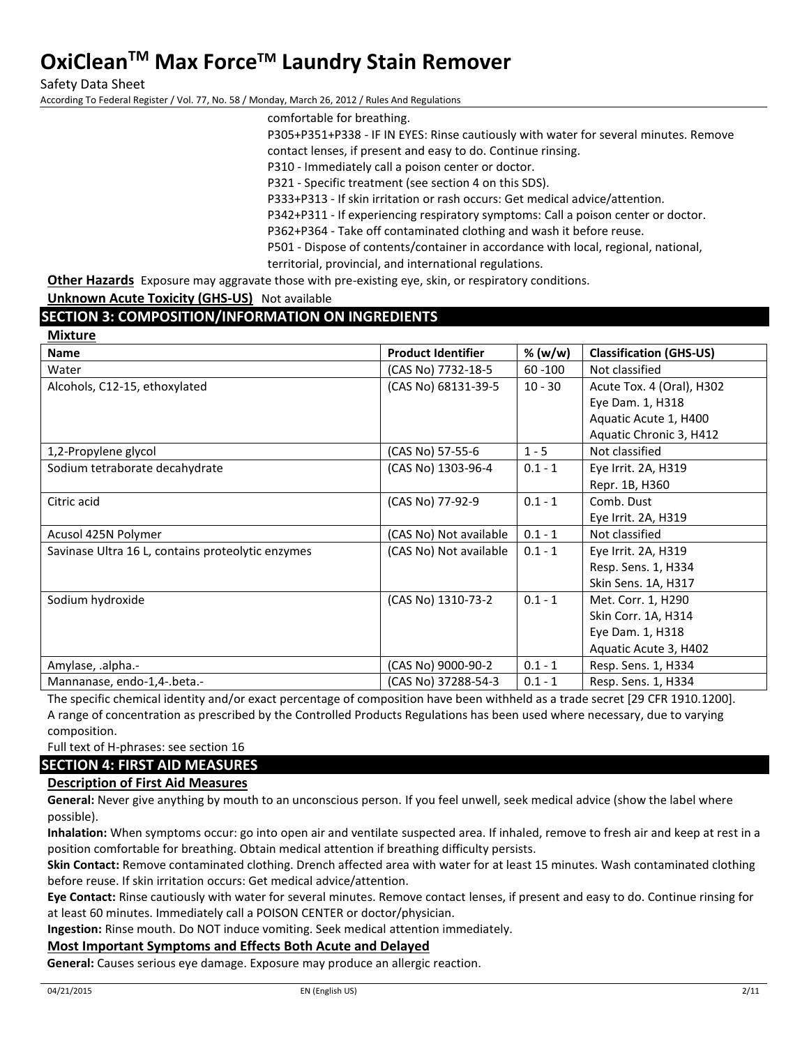comfortable for breathing.

P305+P351+P338 - IF IN EYES: Rinse cautiously with water for several minutes. Remove contact lenses, if present and easy to do. Continue rinsing.

P310 - Immediately call a poison center or doctor.

P321 - Specific treatment (see section 4 on this SDS).

P333+P313 - If skin irritation or rash occurs: Get medical advice/attention.

P342+P311 - If experiencing respiratory symptoms: Call a poison center or doctor.

P362+P364 - Take off contaminated clothing and wash it before reuse.

P501 - Dispose of contents/container in accordance with local, regional, national, territorial, provincial, and international regulations.

**Other Hazards** Exposure may aggravate those with pre-existing eye, skin, or respiratory conditions.

**Unknown Acute Toxicity (GHS-US)** Not available

## SECTION 3: COMPOSITION/INFORMATION ON INGREDIENTS

**Mixture**

| Name | Product Identifier | % (w/w) | Classification (GHS-US) |
|---|---|---|---|
| Water | (CAS No) 7732-18-5 | 60 -100 | Not classified |
| Alcohols, C12-15, ethoxylated | (CAS No) 68131-39-5 | 10 - 30 | Acute Tox. 4 (Oral), H302<br>Eye Dam. 1, H318<br>Aquatic Acute 1, H400<br>Aquatic Chronic 3, H412 |
| 1,2-Propylene glycol | (CAS No) 57-55-6 | 1 - 5 | Not classified |
| Sodium tetraborate decahydrate | (CAS No) 1303-96-4 | 0.1 - 1 | Eye Irrit. 2A, H319<br>Repr. 1B, H360 |
| Citric acid | (CAS No) 77-92-9 | 0.1 - 1 | Comb. Dust<br>Eye Irrit. 2A, H319 |
| Acusol 425N Polymer | (CAS No) Not available | 0.1 - 1 | Not classified |
| Savinase Ultra 16 L, contains proteolytic enzymes | (CAS No) Not available | 0.1 - 1 | Eye Irrit. 2A, H319<br>Resp. Sens. 1, H334<br>Skin Sens. 1A, H317 |
| Sodium hydroxide | (CAS No) 1310-73-2 | 0.1 - 1 | Met. Corr. 1, H290<br>Skin Corr. 1A, H314<br>Eye Dam. 1, H318<br>Aquatic Acute 3, H402 |
| Amylase, .alpha.- | (CAS No) 9000-90-2 | 0.1 - 1 | Resp. Sens. 1, H334 |
| Mannanase, endo-1,4-.beta.- | (CAS No) 37288-54-3 | 0.1 - 1 | Resp. Sens. 1, H334 |

The specific chemical identity and/or exact percentage of composition have been withheld as a trade secret [29 CFR 1910.1200]. A range of concentration as prescribed by the Controlled Products Regulations has been used where necessary, due to varying composition.

Full text of H-phrases: see section 16

## SECTION 4: FIRST AID MEASURES

**Description of First Aid Measures**

**General:** Never give anything by mouth to an unconscious person. If you feel unwell, seek medical advice (show the label where possible).

**Inhalation:** When symptoms occur: go into open air and ventilate suspected area. If inhaled, remove to fresh air and keep at rest in a position comfortable for breathing. Obtain medical attention if breathing difficulty persists.

**Skin Contact:** Remove contaminated clothing. Drench affected area with water for at least 15 minutes. Wash contaminated clothing before reuse. If skin irritation occurs: Get medical advice/attention.

**Eye Contact:** Rinse cautiously with water for several minutes. Remove contact lenses, if present and easy to do. Continue rinsing for at least 60 minutes. Immediately call a POISON CENTER or doctor/physician.

**Ingestion:** Rinse mouth. Do NOT induce vomiting. Seek medical attention immediately.

**Most Important Symptoms and Effects Both Acute and Delayed**

**General:** Causes serious eye damage. Exposure may produce an allergic reaction.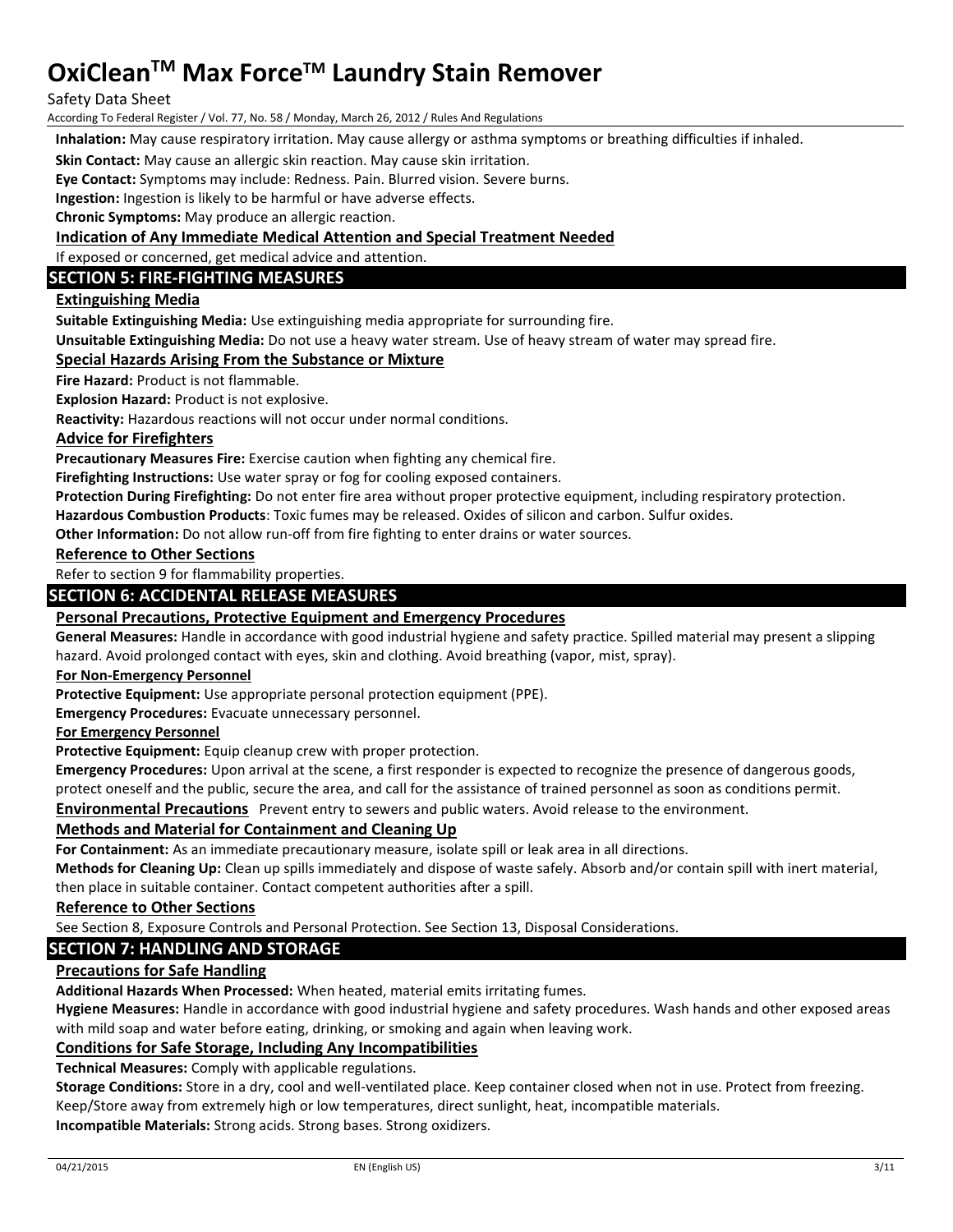**Inhalation:** May cause respiratory irritation. May cause allergy or asthma symptoms or breathing difficulties if inhaled.

**Skin Contact:** May cause an allergic skin reaction. May cause skin irritation.

**Eye Contact:** Symptoms may include: Redness. Pain. Blurred vision. Severe burns.

**Ingestion:** Ingestion is likely to be harmful or have adverse effects.

**Chronic Symptoms:** May produce an allergic reaction.

### Indication of Any Immediate Medical Attention and Special Treatment Needed

If exposed or concerned, get medical advice and attention.

## SECTION 5: FIRE-FIGHTING MEASURES

### Extinguishing Media

**Suitable Extinguishing Media:** Use extinguishing media appropriate for surrounding fire.

**Unsuitable Extinguishing Media:** Do not use a heavy water stream. Use of heavy stream of water may spread fire.

### Special Hazards Arising From the Substance or Mixture

**Fire Hazard:** Product is not flammable.

**Explosion Hazard:** Product is not explosive.

**Reactivity:** Hazardous reactions will not occur under normal conditions.

### Advice for Firefighters

**Precautionary Measures Fire:** Exercise caution when fighting any chemical fire.

**Firefighting Instructions:** Use water spray or fog for cooling exposed containers.

**Protection During Firefighting:** Do not enter fire area without proper protective equipment, including respiratory protection.

**Hazardous Combustion Products**: Toxic fumes may be released. Oxides of silicon and carbon. Sulfur oxides.

**Other Information:** Do not allow run-off from fire fighting to enter drains or water sources.

### Reference to Other Sections

Refer to section 9 for flammability properties.

## SECTION 6: ACCIDENTAL RELEASE MEASURES

### Personal Precautions, Protective Equipment and Emergency Procedures

**General Measures:** Handle in accordance with good industrial hygiene and safety practice. Spilled material may present a slipping hazard. Avoid prolonged contact with eyes, skin and clothing. Avoid breathing (vapor, mist, spray).

**For Non-Emergency Personnel**

**Protective Equipment:** Use appropriate personal protection equipment (PPE).

**Emergency Procedures:** Evacuate unnecessary personnel.

**For Emergency Personnel**

**Protective Equipment:** Equip cleanup crew with proper protection.

**Emergency Procedures:** Upon arrival at the scene, a first responder is expected to recognize the presence of dangerous goods, protect oneself and the public, secure the area, and call for the assistance of trained personnel as soon as conditions permit.

### Environmental Precautions

Prevent entry to sewers and public waters. Avoid release to the environment.

### Methods and Material for Containment and Cleaning Up

**For Containment:** As an immediate precautionary measure, isolate spill or leak area in all directions.

**Methods for Cleaning Up:** Clean up spills immediately and dispose of waste safely. Absorb and/or contain spill with inert material, then place in suitable container. Contact competent authorities after a spill.

### Reference to Other Sections

See Section 8, Exposure Controls and Personal Protection. See Section 13, Disposal Considerations.

## SECTION 7: HANDLING AND STORAGE

### Precautions for Safe Handling

**Additional Hazards When Processed:** When heated, material emits irritating fumes.

**Hygiene Measures:** Handle in accordance with good industrial hygiene and safety procedures. Wash hands and other exposed areas with mild soap and water before eating, drinking, or smoking and again when leaving work.

### Conditions for Safe Storage, Including Any Incompatibilities

**Technical Measures:** Comply with applicable regulations.

**Storage Conditions:** Store in a dry, cool and well-ventilated place. Keep container closed when not in use. Protect from freezing. Keep/Store away from extremely high or low temperatures, direct sunlight, heat, incompatible materials.

**Incompatible Materials:** Strong acids. Strong bases. Strong oxidizers.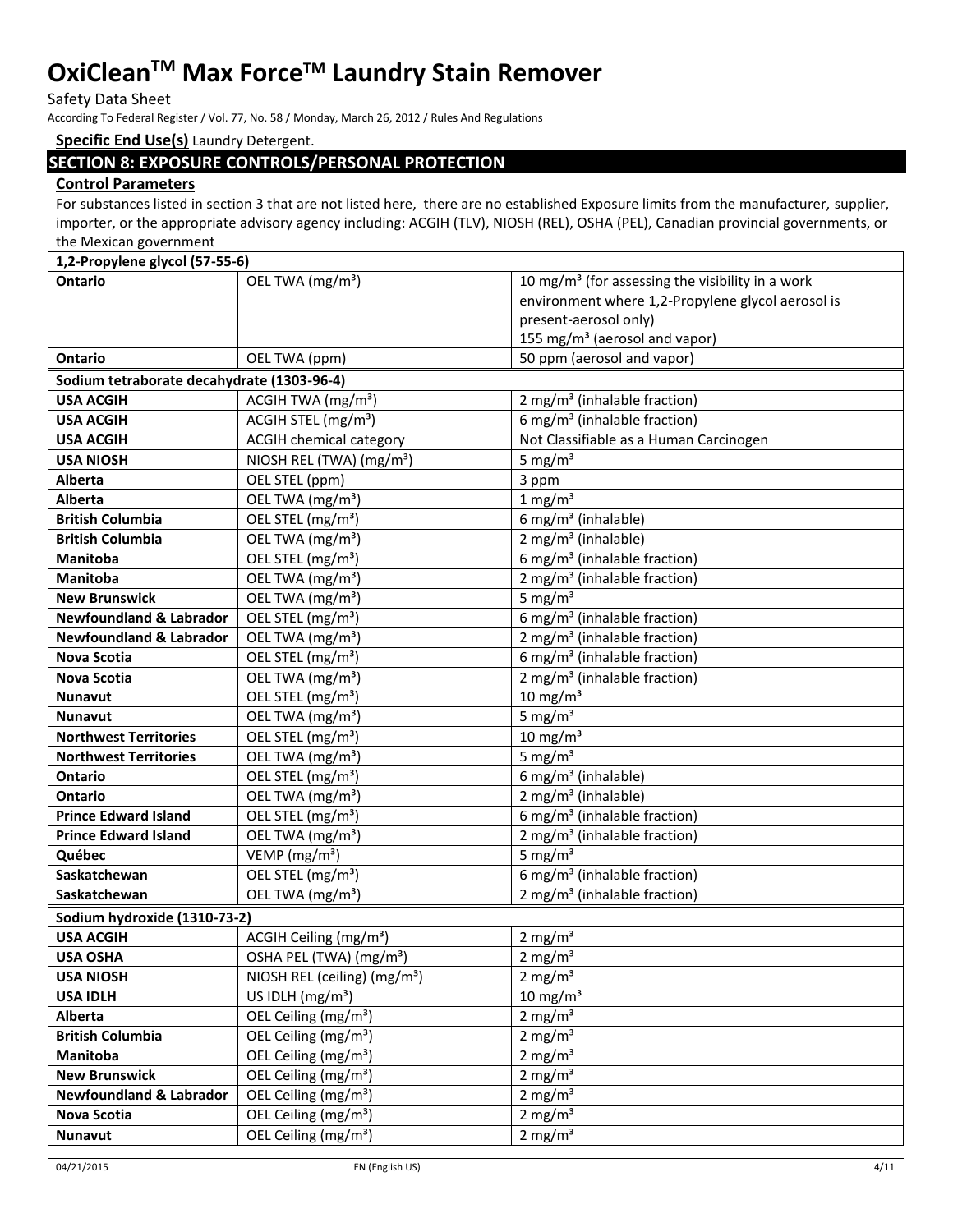**Specific End Use(s)** Laundry Detergent.

## SECTION 8: EXPOSURE CONTROLS/PERSONAL PROTECTION

### Control Parameters

For substances listed in section 3 that are not listed here, there are no established Exposure limits from the manufacturer, supplier, importer, or the appropriate advisory agency including: ACGIH (TLV), NIOSH (REL), OSHA (PEL), Canadian provincial governments, or the Mexican government

| 1,2-Propylene glycol (57-55-6) | | |
|---|---|---|
| **Ontario** | OEL TWA (mg/m³) | 10 mg/m³ (for assessing the visibility in a work environment where 1,2-Propylene glycol aerosol is present-aerosol only) 155 mg/m³ (aerosol and vapor) |
| **Ontario** | OEL TWA (ppm) | 50 ppm (aerosol and vapor) |
| **Sodium tetraborate decahydrate (1303-96-4)** | | |
| **USA ACGIH** | ACGIH TWA (mg/m³) | 2 mg/m³ (inhalable fraction) |
| **USA ACGIH** | ACGIH STEL (mg/m³) | 6 mg/m³ (inhalable fraction) |
| **USA ACGIH** | ACGIH chemical category | Not Classifiable as a Human Carcinogen |
| **USA NIOSH** | NIOSH REL (TWA) (mg/m³) | 5 mg/m³ |
| **Alberta** | OEL STEL (ppm) | 3 ppm |
| **Alberta** | OEL TWA (mg/m³) | 1 mg/m³ |
| **British Columbia** | OEL STEL (mg/m³) | 6 mg/m³ (inhalable) |
| **British Columbia** | OEL TWA (mg/m³) | 2 mg/m³ (inhalable) |
| **Manitoba** | OEL STEL (mg/m³) | 6 mg/m³ (inhalable fraction) |
| **Manitoba** | OEL TWA (mg/m³) | 2 mg/m³ (inhalable fraction) |
| **New Brunswick** | OEL TWA (mg/m³) | 5 mg/m³ |
| **Newfoundland & Labrador** | OEL STEL (mg/m³) | 6 mg/m³ (inhalable fraction) |
| **Newfoundland & Labrador** | OEL TWA (mg/m³) | 2 mg/m³ (inhalable fraction) |
| **Nova Scotia** | OEL STEL (mg/m³) | 6 mg/m³ (inhalable fraction) |
| **Nova Scotia** | OEL TWA (mg/m³) | 2 mg/m³ (inhalable fraction) |
| **Nunavut** | OEL STEL (mg/m³) | 10 mg/m³ |
| **Nunavut** | OEL TWA (mg/m³) | 5 mg/m³ |
| **Northwest Territories** | OEL STEL (mg/m³) | 10 mg/m³ |
| **Northwest Territories** | OEL TWA (mg/m³) | 5 mg/m³ |
| **Ontario** | OEL STEL (mg/m³) | 6 mg/m³ (inhalable) |
| **Ontario** | OEL TWA (mg/m³) | 2 mg/m³ (inhalable) |
| **Prince Edward Island** | OEL STEL (mg/m³) | 6 mg/m³ (inhalable fraction) |
| **Prince Edward Island** | OEL TWA (mg/m³) | 2 mg/m³ (inhalable fraction) |
| **Québec** | VEMP (mg/m³) | 5 mg/m³ |
| **Saskatchewan** | OEL STEL (mg/m³) | 6 mg/m³ (inhalable fraction) |
| **Saskatchewan** | OEL TWA (mg/m³) | 2 mg/m³ (inhalable fraction) |
| **Sodium hydroxide (1310-73-2)** | | |
| **USA ACGIH** | ACGIH Ceiling (mg/m³) | 2 mg/m³ |
| **USA OSHA** | OSHA PEL (TWA) (mg/m³) | 2 mg/m³ |
| **USA NIOSH** | NIOSH REL (ceiling) (mg/m³) | 2 mg/m³ |
| **USA IDLH** | US IDLH (mg/m³) | 10 mg/m³ |
| **Alberta** | OEL Ceiling (mg/m³) | 2 mg/m³ |
| **British Columbia** | OEL Ceiling (mg/m³) | 2 mg/m³ |
| **Manitoba** | OEL Ceiling (mg/m³) | 2 mg/m³ |
| **New Brunswick** | OEL Ceiling (mg/m³) | 2 mg/m³ |
| **Newfoundland & Labrador** | OEL Ceiling (mg/m³) | 2 mg/m³ |
| **Nova Scotia** | OEL Ceiling (mg/m³) | 2 mg/m³ |
| **Nunavut** | OEL Ceiling (mg/m³) | 2 mg/m³ |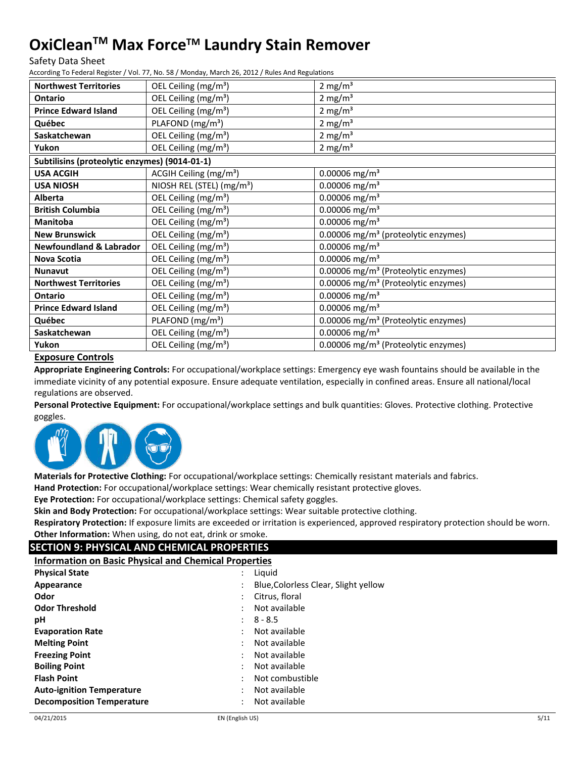| | | |
|---|---|---|
| **Northwest Territories** | OEL Ceiling (mg/m³) | 2 mg/m³ |
| **Ontario** | OEL Ceiling (mg/m³) | 2 mg/m³ |
| **Prince Edward Island** | OEL Ceiling (mg/m³) | 2 mg/m³ |
| **Québec** | PLAFOND (mg/m³) | 2 mg/m³ |
| **Saskatchewan** | OEL Ceiling (mg/m³) | 2 mg/m³ |
| **Yukon** | OEL Ceiling (mg/m³) | 2 mg/m³ |
| **Subtilisins (proteolytic enzymes) (9014-01-1)** | | |
| **USA ACGIH** | ACGIH Ceiling (mg/m³) | 0.00006 mg/m³ |
| **USA NIOSH** | NIOSH REL (STEL) (mg/m³) | 0.00006 mg/m³ |
| **Alberta** | OEL Ceiling (mg/m³) | 0.00006 mg/m³ |
| **British Columbia** | OEL Ceiling (mg/m³) | 0.00006 mg/m³ |
| **Manitoba** | OEL Ceiling (mg/m³) | 0.00006 mg/m³ |
| **New Brunswick** | OEL Ceiling (mg/m³) | 0.00006 mg/m³ (proteolytic enzymes) |
| **Newfoundland & Labrador** | OEL Ceiling (mg/m³) | 0.00006 mg/m³ |
| **Nova Scotia** | OEL Ceiling (mg/m³) | 0.00006 mg/m³ |
| **Nunavut** | OEL Ceiling (mg/m³) | 0.00006 mg/m³ (Proteolytic enzymes) |
| **Northwest Territories** | OEL Ceiling (mg/m³) | 0.00006 mg/m³ (Proteolytic enzymes) |
| **Ontario** | OEL Ceiling (mg/m³) | 0.00006 mg/m³ |
| **Prince Edward Island** | OEL Ceiling (mg/m³) | 0.00006 mg/m³ |
| **Québec** | PLAFOND (mg/m³) | 0.00006 mg/m³ (Proteolytic enzymes) |
| **Saskatchewan** | OEL Ceiling (mg/m³) | 0.00006 mg/m³ |
| **Yukon** | OEL Ceiling (mg/m³) | 0.00006 mg/m³ (Proteolytic enzymes) |

### Exposure Controls

**Appropriate Engineering Controls:** For occupational/workplace settings: Emergency eye wash fountains should be available in the immediate vicinity of any potential exposure. Ensure adequate ventilation, especially in confined areas. Ensure all national/local regulations are observed.

**Personal Protective Equipment:** For occupational/workplace settings and bulk quantities: Gloves. Protective clothing. Protective goggles.

**Materials for Protective Clothing:** For occupational/workplace settings: Chemically resistant materials and fabrics.

**Hand Protection:** For occupational/workplace settings: Wear chemically resistant protective gloves.

**Eye Protection:** For occupational/workplace settings: Chemical safety goggles.

**Skin and Body Protection:** For occupational/workplace settings: Wear suitable protective clothing.

**Respiratory Protection:** If exposure limits are exceeded or irritation is experienced, approved respiratory protection should be worn.

**Other Information:** When using, do not eat, drink or smoke.

## SECTION 9: PHYSICAL AND CHEMICAL PROPERTIES

### Information on Basic Physical and Chemical Properties

| | | |
|---|---|---|
| **Physical State** | : | Liquid |
| **Appearance** | : | Blue,Colorless Clear, Slight yellow |
| **Odor** | : | Citrus, floral |
| **Odor Threshold** | : | Not available |
| **pH** | : | 8 - 8.5 |
| **Evaporation Rate** | : | Not available |
| **Melting Point** | : | Not available |
| **Freezing Point** | : | Not available |
| **Boiling Point** | : | Not available |
| **Flash Point** | : | Not combustible |
| **Auto-ignition Temperature** | : | Not available |
| **Decomposition Temperature** | : | Not available |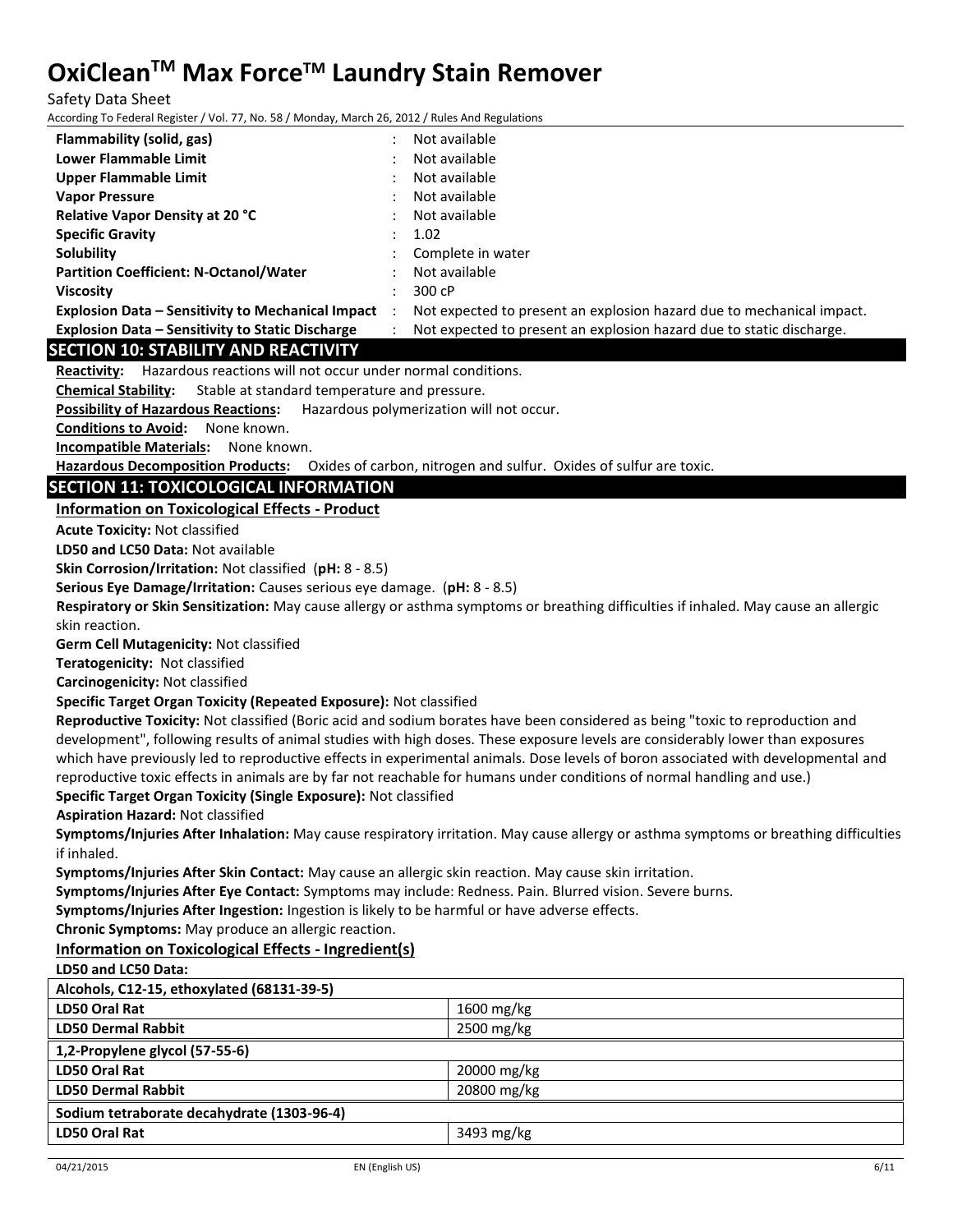| | | |
|---|---|---|
| **Flammability (solid, gas)** | : | Not available |
| **Lower Flammable Limit** | : | Not available |
| **Upper Flammable Limit** | : | Not available |
| **Vapor Pressure** | : | Not available |
| **Relative Vapor Density at 20 °C** | : | Not available |
| **Specific Gravity** | : | 1.02 |
| **Solubility** | : | Complete in water |
| **Partition Coefficient: N-Octanol/Water** | : | Not available |
| **Viscosity** | : | 300 cP |
| **Explosion Data – Sensitivity to Mechanical Impact** | : | Not expected to present an explosion hazard due to mechanical impact. |
| **Explosion Data – Sensitivity to Static Discharge** | : | Not expected to present an explosion hazard due to static discharge. |

## SECTION 10: STABILITY AND REACTIVITY

**Reactivity:** Hazardous reactions will not occur under normal conditions.

**Chemical Stability:** Stable at standard temperature and pressure.

**Possibility of Hazardous Reactions:** Hazardous polymerization will not occur.

**Conditions to Avoid:** None known.

**Incompatible Materials:** None known.

**Hazardous Decomposition Products:** Oxides of carbon, nitrogen and sulfur. Oxides of sulfur are toxic.

## SECTION 11: TOXICOLOGICAL INFORMATION

### Information on Toxicological Effects - Product

**Acute Toxicity:** Not classified

**LD50 and LC50 Data:** Not available

**Skin Corrosion/Irritation:** Not classified (**pH:** 8 - 8.5)

**Serious Eye Damage/Irritation:** Causes serious eye damage. (**pH:** 8 - 8.5)

**Respiratory or Skin Sensitization:** May cause allergy or asthma symptoms or breathing difficulties if inhaled. May cause an allergic skin reaction.

**Germ Cell Mutagenicity:** Not classified

**Teratogenicity:** Not classified

**Carcinogenicity:** Not classified

**Specific Target Organ Toxicity (Repeated Exposure):** Not classified

**Reproductive Toxicity:** Not classified (Boric acid and sodium borates have been considered as being "toxic to reproduction and development", following results of animal studies with high doses. These exposure levels are considerably lower than exposures which have previously led to reproductive effects in experimental animals. Dose levels of boron associated with developmental and reproductive toxic effects in animals are by far not reachable for humans under conditions of normal handling and use.)

**Specific Target Organ Toxicity (Single Exposure):** Not classified

**Aspiration Hazard:** Not classified

**Symptoms/Injuries After Inhalation:** May cause respiratory irritation. May cause allergy or asthma symptoms or breathing difficulties if inhaled.

**Symptoms/Injuries After Skin Contact:** May cause an allergic skin reaction. May cause skin irritation.

**Symptoms/Injuries After Eye Contact:** Symptoms may include: Redness. Pain. Blurred vision. Severe burns.

**Symptoms/Injuries After Ingestion:** Ingestion is likely to be harmful or have adverse effects.

**Chronic Symptoms:** May produce an allergic reaction.

### Information on Toxicological Effects - Ingredient(s)

**LD50 and LC50 Data:**

| **Alcohols, C12-15, ethoxylated (68131-39-5)** | |
|---|---|
| **LD50 Oral Rat** | 1600 mg/kg |
| **LD50 Dermal Rabbit** | 2500 mg/kg |
| **1,2-Propylene glycol (57-55-6)** | |
| **LD50 Oral Rat** | 20000 mg/kg |
| **LD50 Dermal Rabbit** | 20800 mg/kg |
| **Sodium tetraborate decahydrate (1303-96-4)** | |
| **LD50 Oral Rat** | 3493 mg/kg |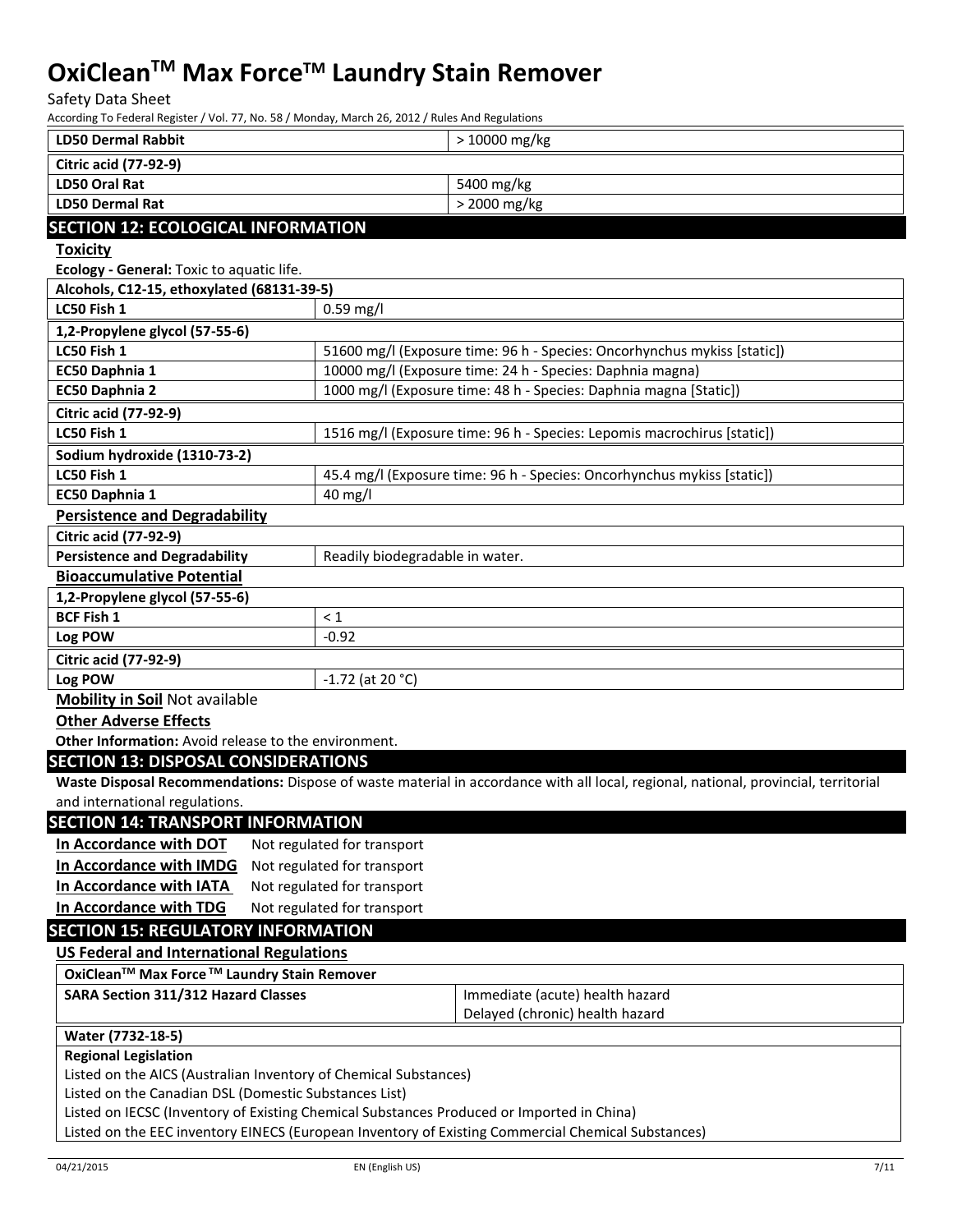| LD50 Dermal Rabbit | > 10000 mg/kg |
|---|---|
| **Citric acid (77-92-9)** | |
| LD50 Oral Rat | 5400 mg/kg |
| LD50 Dermal Rat | > 2000 mg/kg |

## SECTION 12: ECOLOGICAL INFORMATION

**Toxicity**

**Ecology - General:** Toxic to aquatic life.

| **Alcohols, C12-15, ethoxylated (68131-39-5)** | |
|---|---|
| LC50 Fish 1 | 0.59 mg/l |
| **1,2-Propylene glycol (57-55-6)** | |
| LC50 Fish 1 | 51600 mg/l (Exposure time: 96 h - Species: Oncorhynchus mykiss [static]) |
| EC50 Daphnia 1 | 10000 mg/l (Exposure time: 24 h - Species: Daphnia magna) |
| EC50 Daphnia 2 | 1000 mg/l (Exposure time: 48 h - Species: Daphnia magna [Static]) |
| **Citric acid (77-92-9)** | |
| LC50 Fish 1 | 1516 mg/l (Exposure time: 96 h - Species: Lepomis macrochirus [static]) |
| **Sodium hydroxide (1310-73-2)** | |
| LC50 Fish 1 | 45.4 mg/l (Exposure time: 96 h - Species: Oncorhynchus mykiss [static]) |
| EC50 Daphnia 1 | 40 mg/l |

**Persistence and Degradability**

| **Citric acid (77-92-9)** | |
|---|---|
| Persistence and Degradability | Readily biodegradable in water. |

**Bioaccumulative Potential**

| **1,2-Propylene glycol (57-55-6)** | |
|---|---|
| BCF Fish 1 | < 1 |
| Log POW | -0.92 |
| **Citric acid (77-92-9)** | |
| Log POW | -1.72 (at 20 °C) |

**Mobility in Soil** Not available

**Other Adverse Effects**

**Other Information:** Avoid release to the environment.

## SECTION 13: DISPOSAL CONSIDERATIONS

**Waste Disposal Recommendations:** Dispose of waste material in accordance with all local, regional, national, provincial, territorial and international regulations.

## SECTION 14: TRANSPORT INFORMATION

**In Accordance with DOT** Not regulated for transport

**In Accordance with IMDG** Not regulated for transport

**In Accordance with IATA** Not regulated for transport

**In Accordance with TDG** Not regulated for transport

## SECTION 15: REGULATORY INFORMATION

**US Federal and International Regulations**

| **OxiClean™ Max Force™ Laundry Stain Remover** | |
|---|---|
| SARA Section 311/312 Hazard Classes | Immediate (acute) health hazard<br>Delayed (chronic) health hazard |

| **Water (7732-18-5)** |
|---|
| **Regional Legislation** |
| Listed on the AICS (Australian Inventory of Chemical Substances) |
| Listed on the Canadian DSL (Domestic Substances List) |
| Listed on IECSC (Inventory of Existing Chemical Substances Produced or Imported in China) |
| Listed on the EEC inventory EINECS (European Inventory of Existing Commercial Chemical Substances) |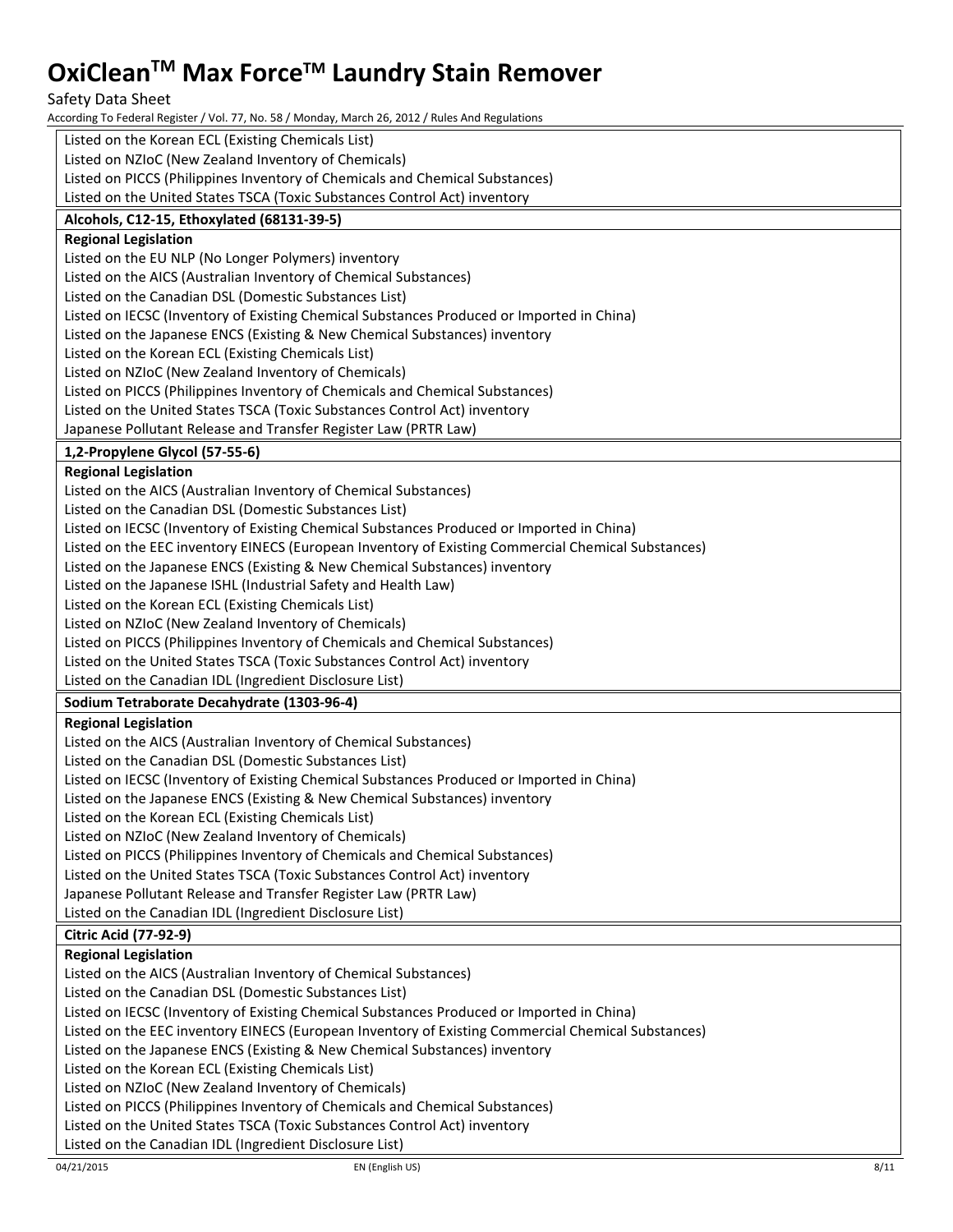Listed on the Korean ECL (Existing Chemicals List)
Listed on NZIoC (New Zealand Inventory of Chemicals)
Listed on PICCS (Philippines Inventory of Chemicals and Chemical Substances)
Listed on the United States TSCA (Toxic Substances Control Act) inventory

**Alcohols, C12-15, Ethoxylated (68131-39-5)**

**Regional Legislation**

Listed on the EU NLP (No Longer Polymers) inventory
Listed on the AICS (Australian Inventory of Chemical Substances)
Listed on the Canadian DSL (Domestic Substances List)
Listed on IECSC (Inventory of Existing Chemical Substances Produced or Imported in China)
Listed on the Japanese ENCS (Existing & New Chemical Substances) inventory
Listed on the Korean ECL (Existing Chemicals List)
Listed on NZIoC (New Zealand Inventory of Chemicals)
Listed on PICCS (Philippines Inventory of Chemicals and Chemical Substances)
Listed on the United States TSCA (Toxic Substances Control Act) inventory
Japanese Pollutant Release and Transfer Register Law (PRTR Law)

**1,2-Propylene Glycol (57-55-6)**

**Regional Legislation**

Listed on the AICS (Australian Inventory of Chemical Substances)
Listed on the Canadian DSL (Domestic Substances List)
Listed on IECSC (Inventory of Existing Chemical Substances Produced or Imported in China)
Listed on the EEC inventory EINECS (European Inventory of Existing Commercial Chemical Substances)
Listed on the Japanese ENCS (Existing & New Chemical Substances) inventory
Listed on the Japanese ISHL (Industrial Safety and Health Law)
Listed on the Korean ECL (Existing Chemicals List)
Listed on NZIoC (New Zealand Inventory of Chemicals)
Listed on PICCS (Philippines Inventory of Chemicals and Chemical Substances)
Listed on the United States TSCA (Toxic Substances Control Act) inventory
Listed on the Canadian IDL (Ingredient Disclosure List)

**Sodium Tetraborate Decahydrate (1303-96-4)**

**Regional Legislation**

Listed on the AICS (Australian Inventory of Chemical Substances)
Listed on the Canadian DSL (Domestic Substances List)
Listed on IECSC (Inventory of Existing Chemical Substances Produced or Imported in China)
Listed on the Japanese ENCS (Existing & New Chemical Substances) inventory
Listed on the Korean ECL (Existing Chemicals List)
Listed on NZIoC (New Zealand Inventory of Chemicals)
Listed on PICCS (Philippines Inventory of Chemicals and Chemical Substances)
Listed on the United States TSCA (Toxic Substances Control Act) inventory
Japanese Pollutant Release and Transfer Register Law (PRTR Law)
Listed on the Canadian IDL (Ingredient Disclosure List)

**Citric Acid (77-92-9)**

**Regional Legislation**

Listed on the AICS (Australian Inventory of Chemical Substances)
Listed on the Canadian DSL (Domestic Substances List)
Listed on IECSC (Inventory of Existing Chemical Substances Produced or Imported in China)
Listed on the EEC inventory EINECS (European Inventory of Existing Commercial Chemical Substances)
Listed on the Japanese ENCS (Existing & New Chemical Substances) inventory
Listed on the Korean ECL (Existing Chemicals List)
Listed on NZIoC (New Zealand Inventory of Chemicals)
Listed on PICCS (Philippines Inventory of Chemicals and Chemical Substances)
Listed on the United States TSCA (Toxic Substances Control Act) inventory
Listed on the Canadian IDL (Ingredient Disclosure List)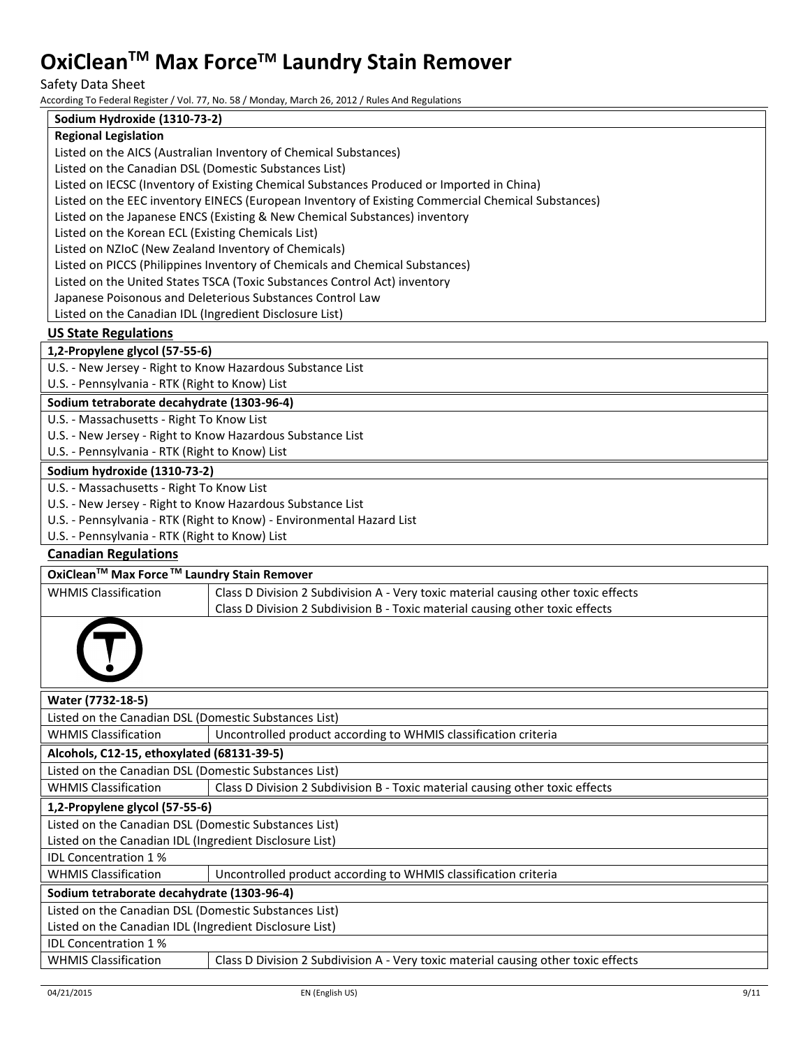| Sodium Hydroxide (1310-73-2) |
| --- |
| **Regional Legislation** |
| Listed on the AICS (Australian Inventory of Chemical Substances) |
| Listed on the Canadian DSL (Domestic Substances List) |
| Listed on IECSC (Inventory of Existing Chemical Substances Produced or Imported in China) |
| Listed on the EEC inventory EINECS (European Inventory of Existing Commercial Chemical Substances) |
| Listed on the Japanese ENCS (Existing & New Chemical Substances) inventory |
| Listed on the Korean ECL (Existing Chemicals List) |
| Listed on NZIoC (New Zealand Inventory of Chemicals) |
| Listed on PICCS (Philippines Inventory of Chemicals and Chemical Substances) |
| Listed on the United States TSCA (Toxic Substances Control Act) inventory |
| Japanese Poisonous and Deleterious Substances Control Law |
| Listed on the Canadian IDL (Ingredient Disclosure List) |

### US State Regulations

| 1,2-Propylene glycol (57-55-6) |
| --- |
| U.S. - New Jersey - Right to Know Hazardous Substance List |
| U.S. - Pennsylvania - RTK (Right to Know) List |

| Sodium tetraborate decahydrate (1303-96-4) |
| --- |
| U.S. - Massachusetts - Right To Know List |
| U.S. - New Jersey - Right to Know Hazardous Substance List |
| U.S. - Pennsylvania - RTK (Right to Know) List |

| Sodium hydroxide (1310-73-2) |
| --- |
| U.S. - Massachusetts - Right To Know List |
| U.S. - New Jersey - Right to Know Hazardous Substance List |
| U.S. - Pennsylvania - RTK (Right to Know) - Environmental Hazard List |
| U.S. - Pennsylvania - RTK (Right to Know) List |

### Canadian Regulations

| OxiClean™ Max Force™ Laundry Stain Remover | |
| --- | --- |
| WHMIS Classification | Class D Division 2 Subdivision A - Very toxic material causing other toxic effects<br>Class D Division 2 Subdivision B - Toxic material causing other toxic effects |

| Water (7732-18-5) | |
| --- | --- |
| Listed on the Canadian DSL (Domestic Substances List) | |
| WHMIS Classification | Uncontrolled product according to WHMIS classification criteria |

| Alcohols, C12-15, ethoxylated (68131-39-5) | |
| --- | --- |
| Listed on the Canadian DSL (Domestic Substances List) | |
| WHMIS Classification | Class D Division 2 Subdivision B - Toxic material causing other toxic effects |

| 1,2-Propylene glycol (57-55-6) | |
| --- | --- |
| Listed on the Canadian DSL (Domestic Substances List) | |
| Listed on the Canadian IDL (Ingredient Disclosure List) | |
| IDL Concentration 1 % | |
| WHMIS Classification | Uncontrolled product according to WHMIS classification criteria |

| Sodium tetraborate decahydrate (1303-96-4) | |
| --- | --- |
| Listed on the Canadian DSL (Domestic Substances List) | |
| Listed on the Canadian IDL (Ingredient Disclosure List) | |
| IDL Concentration 1 % | |
| WHMIS Classification | Class D Division 2 Subdivision A - Very toxic material causing other toxic effects |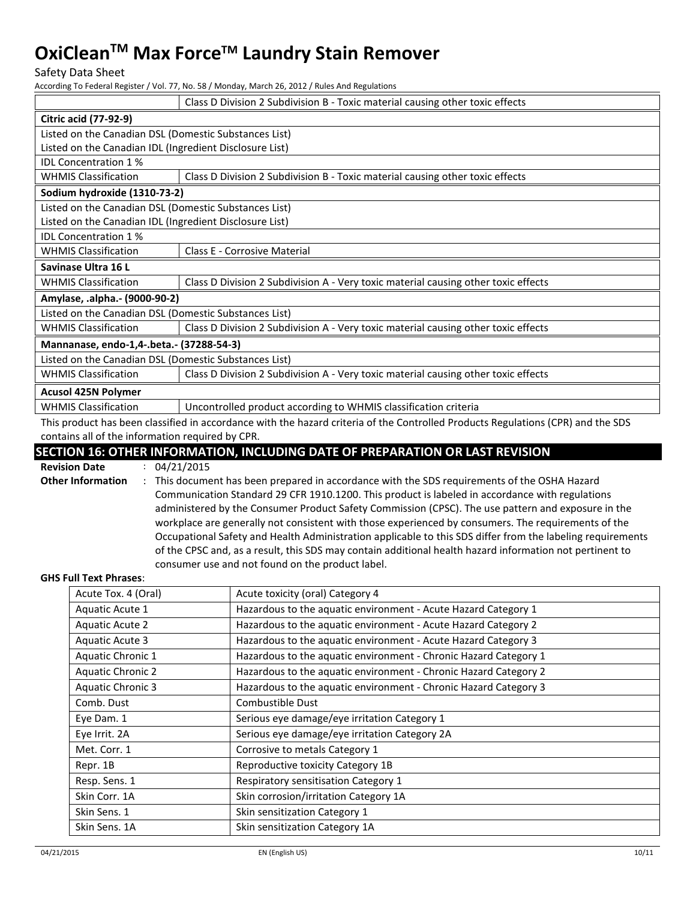| | |
|---|---|
| | Class D Division 2 Subdivision B - Toxic material causing other toxic effects |
| **Citric acid (77-92-9)** | |
| Listed on the Canadian DSL (Domestic Substances List) | |
| Listed on the Canadian IDL (Ingredient Disclosure List) | |
| IDL Concentration 1 % | |
| WHMIS Classification | Class D Division 2 Subdivision B - Toxic material causing other toxic effects |
| **Sodium hydroxide (1310-73-2)** | |
| Listed on the Canadian DSL (Domestic Substances List) | |
| Listed on the Canadian IDL (Ingredient Disclosure List) | |
| IDL Concentration 1 % | |
| WHMIS Classification | Class E - Corrosive Material |
| **Savinase Ultra 16 L** | |
| WHMIS Classification | Class D Division 2 Subdivision A - Very toxic material causing other toxic effects |
| **Amylase, .alpha.- (9000-90-2)** | |
| Listed on the Canadian DSL (Domestic Substances List) | |
| WHMIS Classification | Class D Division 2 Subdivision A - Very toxic material causing other toxic effects |
| **Mannanase, endo-1,4-.beta.- (37288-54-3)** | |
| Listed on the Canadian DSL (Domestic Substances List) | |
| WHMIS Classification | Class D Division 2 Subdivision A - Very toxic material causing other toxic effects |
| **Acusol 425N Polymer** | |
| WHMIS Classification | Uncontrolled product according to WHMIS classification criteria |

This product has been classified in accordance with the hazard criteria of the Controlled Products Regulations (CPR) and the SDS contains all of the information required by CPR.

## SECTION 16: OTHER INFORMATION, INCLUDING DATE OF PREPARATION OR LAST REVISION

**Revision Date** : 04/21/2015

**Other Information** : This document has been prepared in accordance with the SDS requirements of the OSHA Hazard Communication Standard 29 CFR 1910.1200. This product is labeled in accordance with regulations administered by the Consumer Product Safety Commission (CPSC). The use pattern and exposure in the workplace are generally not consistent with those experienced by consumers. The requirements of the Occupational Safety and Health Administration applicable to this SDS differ from the labeling requirements of the CPSC and, as a result, this SDS may contain additional health hazard information not pertinent to consumer use and not found on the product label.

**GHS Full Text Phrases**:

| | |
|---|---|
| Acute Tox. 4 (Oral) | Acute toxicity (oral) Category 4 |
| Aquatic Acute 1 | Hazardous to the aquatic environment - Acute Hazard Category 1 |
| Aquatic Acute 2 | Hazardous to the aquatic environment - Acute Hazard Category 2 |
| Aquatic Acute 3 | Hazardous to the aquatic environment - Acute Hazard Category 3 |
| Aquatic Chronic 1 | Hazardous to the aquatic environment - Chronic Hazard Category 1 |
| Aquatic Chronic 2 | Hazardous to the aquatic environment - Chronic Hazard Category 2 |
| Aquatic Chronic 3 | Hazardous to the aquatic environment - Chronic Hazard Category 3 |
| Comb. Dust | Combustible Dust |
| Eye Dam. 1 | Serious eye damage/eye irritation Category 1 |
| Eye Irrit. 2A | Serious eye damage/eye irritation Category 2A |
| Met. Corr. 1 | Corrosive to metals Category 1 |
| Repr. 1B | Reproductive toxicity Category 1B |
| Resp. Sens. 1 | Respiratory sensitisation Category 1 |
| Skin Corr. 1A | Skin corrosion/irritation Category 1A |
| Skin Sens. 1 | Skin sensitization Category 1 |
| Skin Sens. 1A | Skin sensitization Category 1A |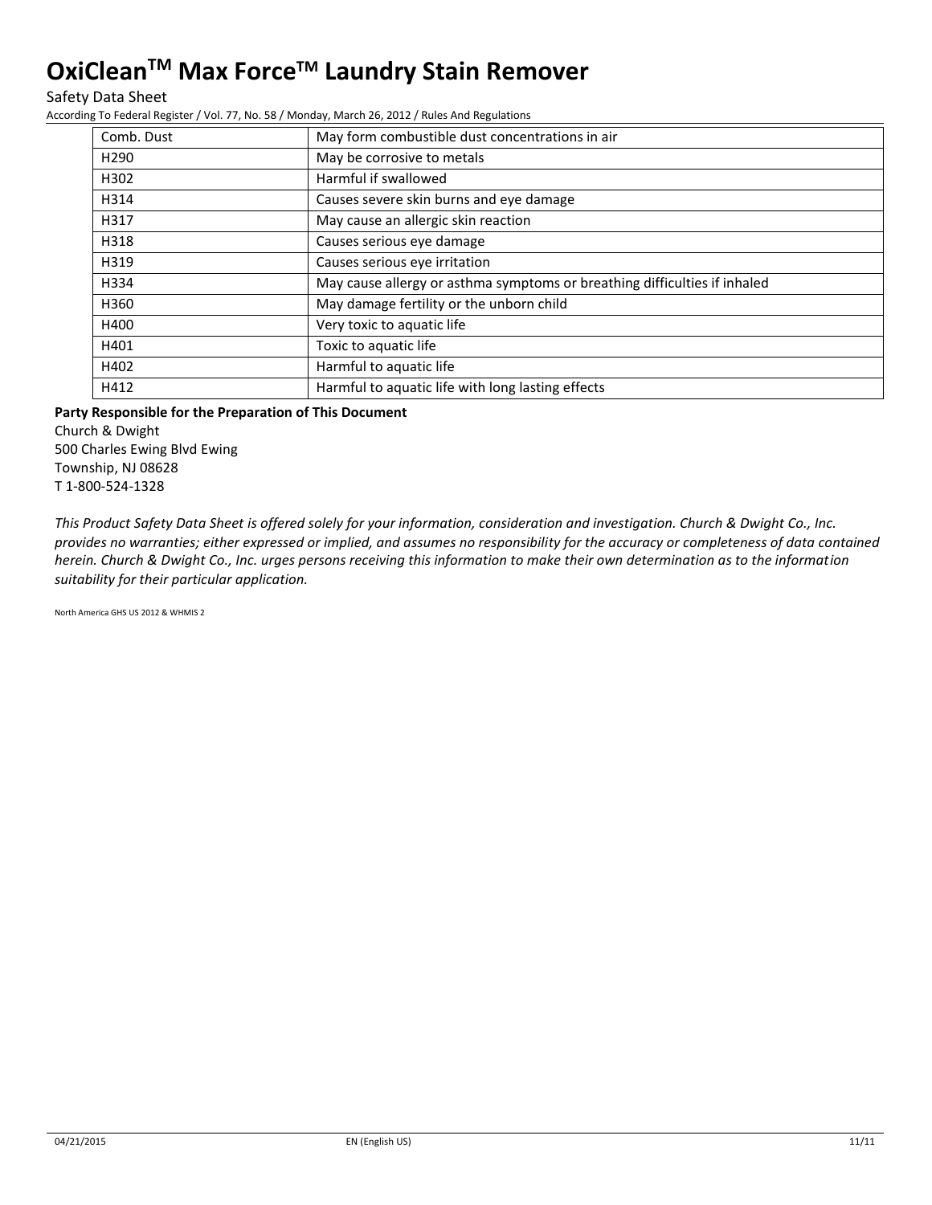| | |
|---|---|
| Comb. Dust | May form combustible dust concentrations in air |
| H290 | May be corrosive to metals |
| H302 | Harmful if swallowed |
| H314 | Causes severe skin burns and eye damage |
| H317 | May cause an allergic skin reaction |
| H318 | Causes serious eye damage |
| H319 | Causes serious eye irritation |
| H334 | May cause allergy or asthma symptoms or breathing difficulties if inhaled |
| H360 | May damage fertility or the unborn child |
| H400 | Very toxic to aquatic life |
| H401 | Toxic to aquatic life |
| H402 | Harmful to aquatic life |
| H412 | Harmful to aquatic life with long lasting effects |

**Party Responsible for the Preparation of This Document**

Church & Dwight
500 Charles Ewing Blvd Ewing
Township, NJ 08628
T 1-800-524-1328

*This Product Safety Data Sheet is offered solely for your information, consideration and investigation. Church & Dwight Co., Inc. provides no warranties; either expressed or implied, and assumes no responsibility for the accuracy or completeness of data contained herein. Church & Dwight Co., Inc. urges persons receiving this information to make their own determination as to the information suitability for their particular application.*

North America GHS US 2012 & WHMIS 2